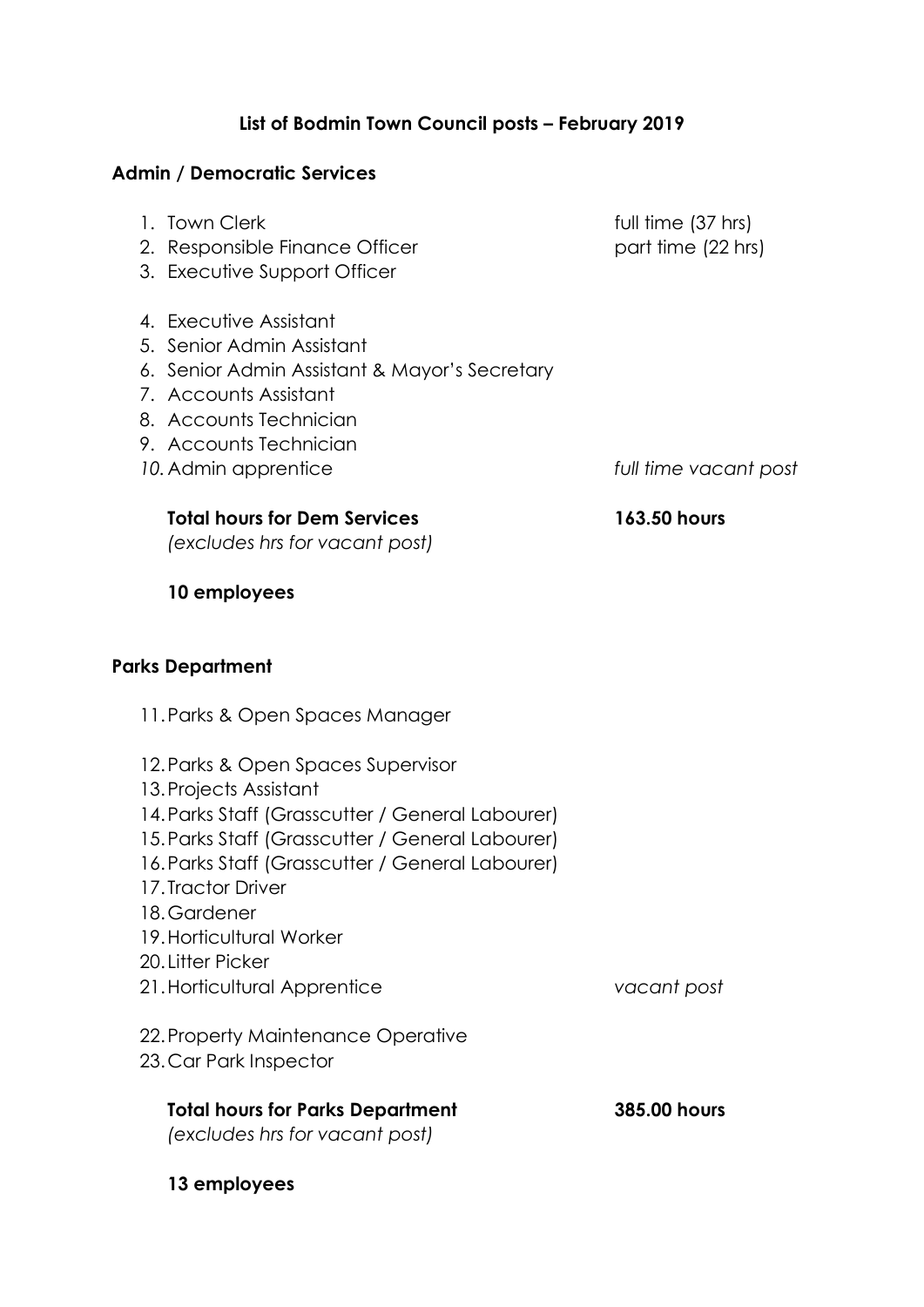**List of Bodmin Town Council posts – February 2019**

**Admin / Democratic Services**

1. Town Clerk — full time (37 hrs)
2. Responsible Finance Officer — part time (22 hrs)
3. Executive Support Officer

4. Executive Assistant
5. Senior Admin Assistant
6. Senior Admin Assistant & Mayor's Secretary
7. Accounts Assistant
8. Accounts Technician
9. Accounts Technician
10. Admin apprentice — *full time vacant post*

**Total hours for Dem Services** — **163.50 hours**
*(excludes hrs for vacant post)*

**10 employees**

**Parks Department**

11. Parks & Open Spaces Manager

12. Parks & Open Spaces Supervisor
13. Projects Assistant
14. Parks Staff (Grasscutter / General Labourer)
15. Parks Staff (Grasscutter / General Labourer)
16. Parks Staff (Grasscutter / General Labourer)
17. Tractor Driver
18. Gardener
19. Horticultural Worker
20. Litter Picker
21. Horticultural Apprentice — *vacant post*

22. Property Maintenance Operative
23. Car Park Inspector

**Total hours for Parks Department** — **385.00 hours**
*(excludes hrs for vacant post)*

**13 employees**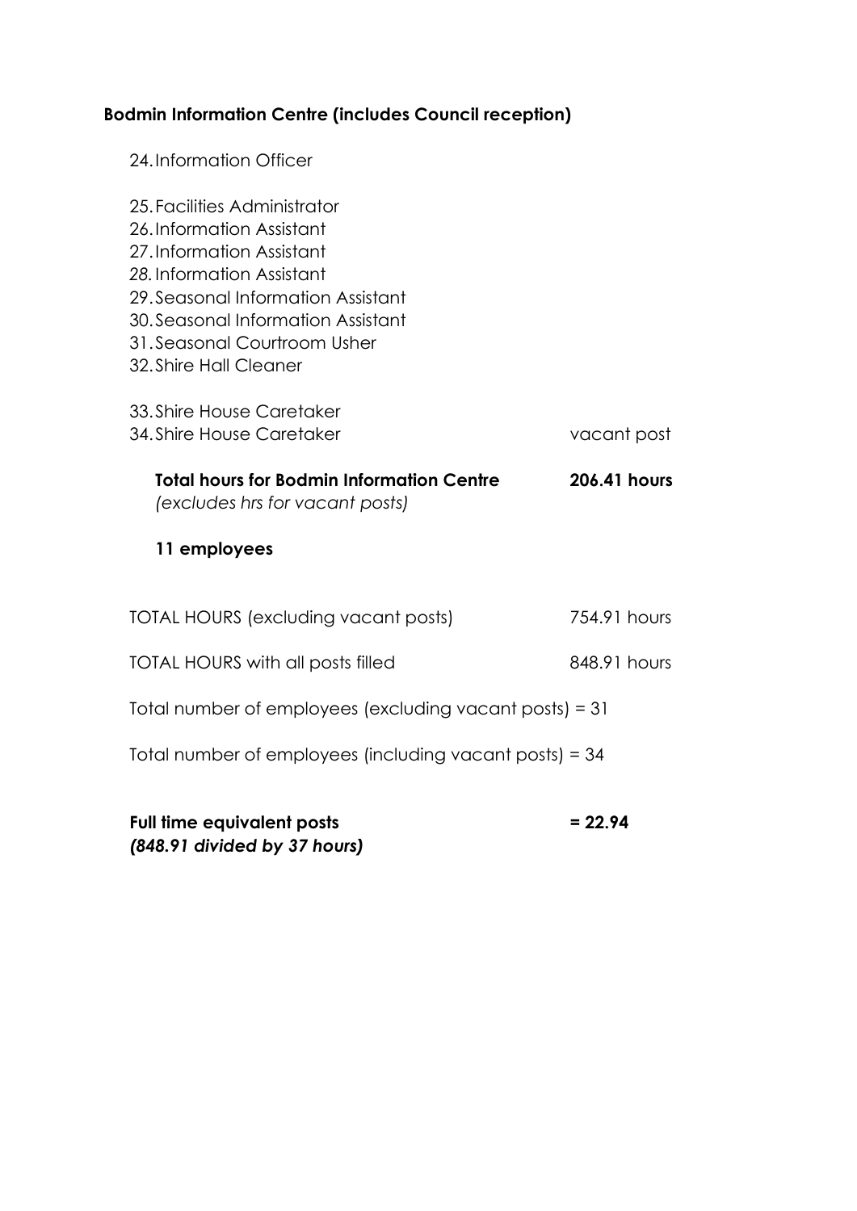**Bodmin Information Centre (includes Council reception)**

24. Information Officer

25. Facilities Administrator
26. Information Assistant
27. Information Assistant
28. Information Assistant
29. Seasonal Information Assistant
30. Seasonal Information Assistant
31. Seasonal Courtroom Usher
32. Shire Hall Cleaner

33. Shire House Caretaker
34. Shire House Caretaker — vacant post

**Total hours for Bodmin Information Centre** — **206.41 hours**
*(excludes hrs for vacant posts)*

**11 employees**

TOTAL HOURS (excluding vacant posts) — 754.91 hours

TOTAL HOURS with all posts filled — 848.91 hours

Total number of employees (excluding vacant posts) = 31

Total number of employees (including vacant posts) = 34

**Full time equivalent posts** **= 22.94**
***(848.91 divided by 37 hours)***